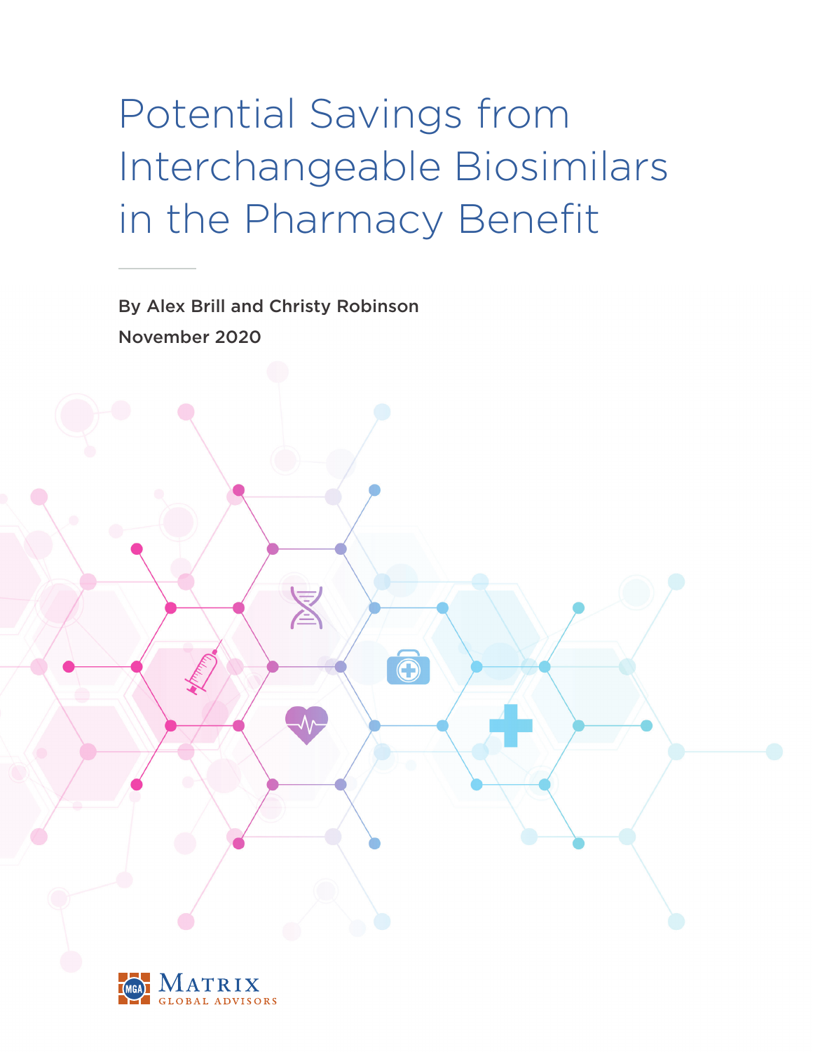# Potential Savings from Interchangeable Biosimilars in the Pharmacy Benefit

By Alex Brill and Christy Robinson

November 2020

Matrix Global Advisors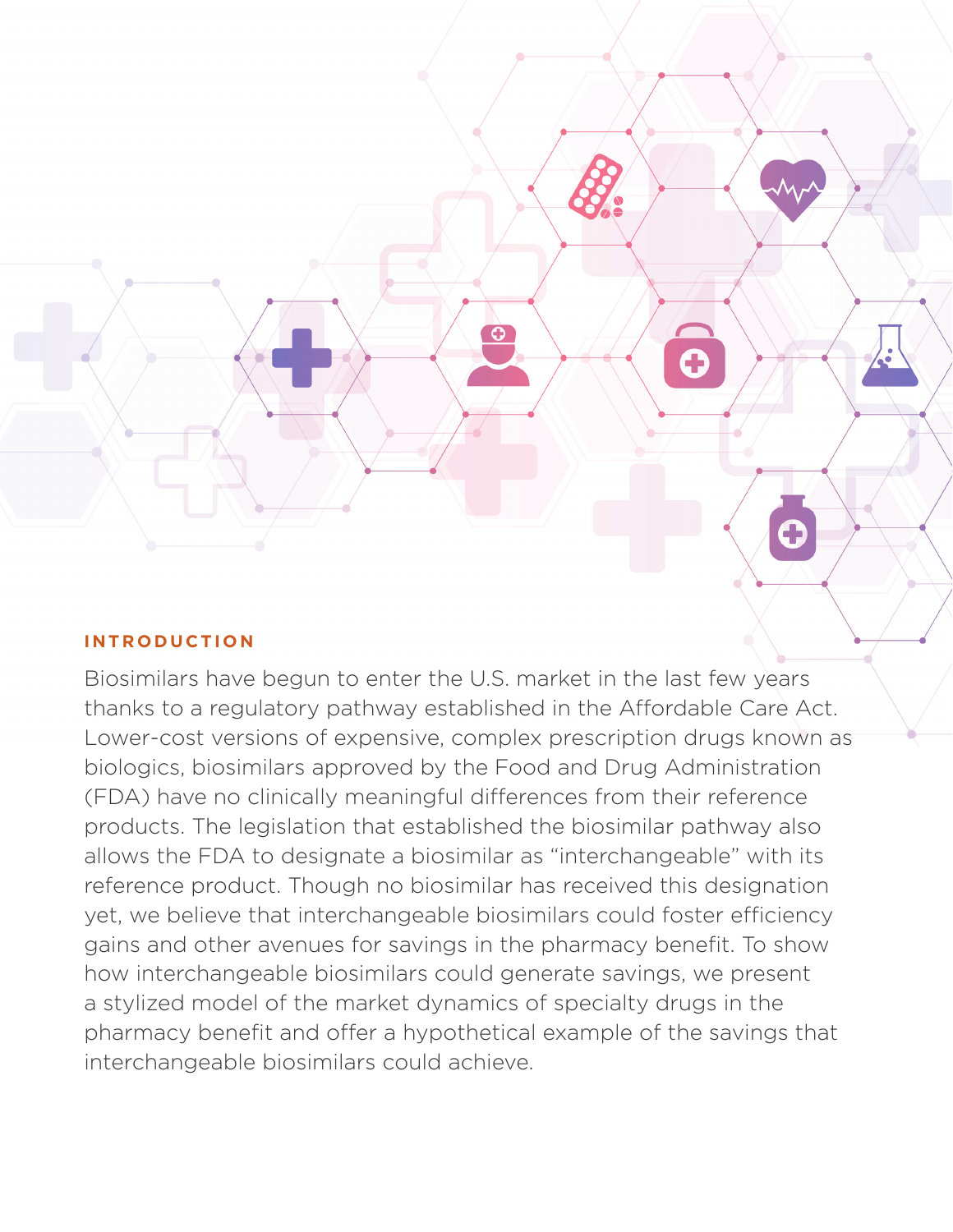## INTRODUCTION

Biosimilars have begun to enter the U.S. market in the last few years thanks to a regulatory pathway established in the Affordable Care Act. Lower-cost versions of expensive, complex prescription drugs known as biologics, biosimilars approved by the Food and Drug Administration (FDA) have no clinically meaningful differences from their reference products. The legislation that established the biosimilar pathway also allows the FDA to designate a biosimilar as "interchangeable" with its reference product. Though no biosimilar has received this designation yet, we believe that interchangeable biosimilars could foster efficiency gains and other avenues for savings in the pharmacy benefit. To show how interchangeable biosimilars could generate savings, we present a stylized model of the market dynamics of specialty drugs in the pharmacy benefit and offer a hypothetical example of the savings that interchangeable biosimilars could achieve.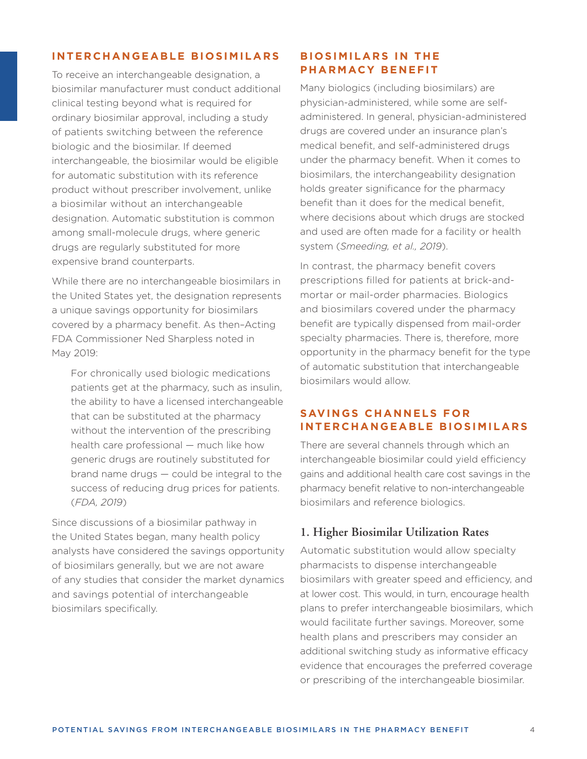## INTERCHANGEABLE BIOSIMILARS

To receive an interchangeable designation, a biosimilar manufacturer must conduct additional clinical testing beyond what is required for ordinary biosimilar approval, including a study of patients switching between the reference biologic and the biosimilar. If deemed interchangeable, the biosimilar would be eligible for automatic substitution with its reference product without prescriber involvement, unlike a biosimilar without an interchangeable designation. Automatic substitution is common among small-molecule drugs, where generic drugs are regularly substituted for more expensive brand counterparts.

While there are no interchangeable biosimilars in the United States yet, the designation represents a unique savings opportunity for biosimilars covered by a pharmacy benefit. As then–Acting FDA Commissioner Ned Sharpless noted in May 2019:

> For chronically used biologic medications patients get at the pharmacy, such as insulin, the ability to have a licensed interchangeable that can be substituted at the pharmacy without the intervention of the prescribing health care professional — much like how generic drugs are routinely substituted for brand name drugs — could be integral to the success of reducing drug prices for patients. (*FDA, 2019*)

Since discussions of a biosimilar pathway in the United States began, many health policy analysts have considered the savings opportunity of biosimilars generally, but we are not aware of any studies that consider the market dynamics and savings potential of interchangeable biosimilars specifically.

## BIOSIMILARS IN THE PHARMACY BENEFIT

Many biologics (including biosimilars) are physician-administered, while some are self-administered. In general, physician-administered drugs are covered under an insurance plan's medical benefit, and self-administered drugs under the pharmacy benefit. When it comes to biosimilars, the interchangeability designation holds greater significance for the pharmacy benefit than it does for the medical benefit, where decisions about which drugs are stocked and used are often made for a facility or health system (*Smeeding, et al., 2019*).

In contrast, the pharmacy benefit covers prescriptions filled for patients at brick-and-mortar or mail-order pharmacies. Biologics and biosimilars covered under the pharmacy benefit are typically dispensed from mail-order specialty pharmacies. There is, therefore, more opportunity in the pharmacy benefit for the type of automatic substitution that interchangeable biosimilars would allow.

## SAVINGS CHANNELS FOR INTERCHANGEABLE BIOSIMILARS

There are several channels through which an interchangeable biosimilar could yield efficiency gains and additional health care cost savings in the pharmacy benefit relative to non-interchangeable biosimilars and reference biologics.

### 1. Higher Biosimilar Utilization Rates

Automatic substitution would allow specialty pharmacists to dispense interchangeable biosimilars with greater speed and efficiency, and at lower cost. This would, in turn, encourage health plans to prefer interchangeable biosimilars, which would facilitate further savings. Moreover, some health plans and prescribers may consider an additional switching study as informative efficacy evidence that encourages the preferred coverage or prescribing of the interchangeable biosimilar.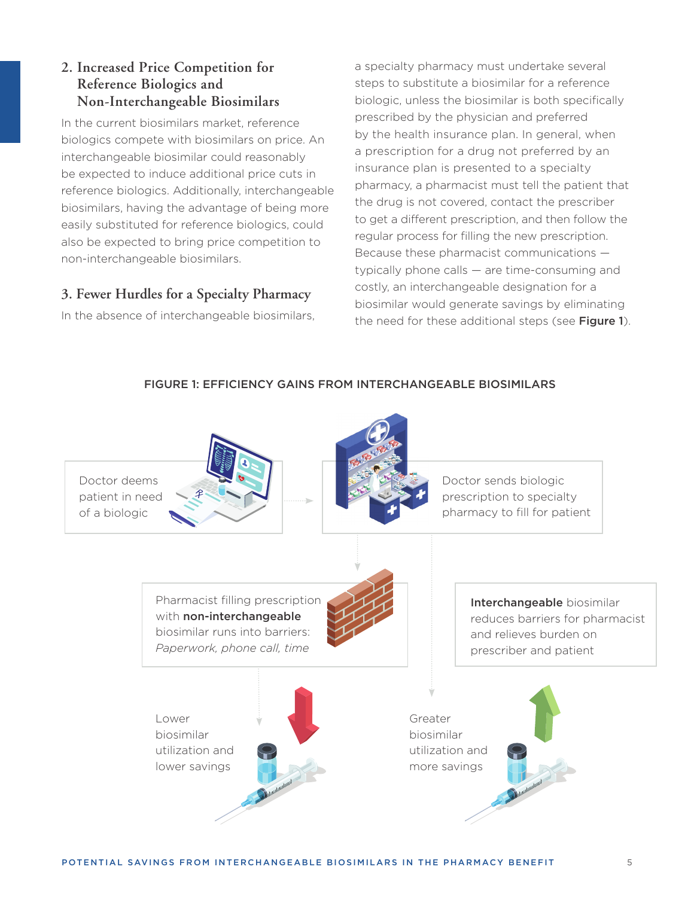## 2. Increased Price Competition for Reference Biologics and Non-Interchangeable Biosimilars

In the current biosimilars market, reference biologics compete with biosimilars on price. An interchangeable biosimilar could reasonably be expected to induce additional price cuts in reference biologics. Additionally, interchangeable biosimilars, having the advantage of being more easily substituted for reference biologics, could also be expected to bring price competition to non-interchangeable biosimilars.

## 3. Fewer Hurdles for a Specialty Pharmacy

In the absence of interchangeable biosimilars, a specialty pharmacy must undertake several steps to substitute a biosimilar for a reference biologic, unless the biosimilar is both specifically prescribed by the physician and preferred by the health insurance plan. In general, when a prescription for a drug not preferred by an insurance plan is presented to a specialty pharmacy, a pharmacist must tell the patient that the drug is not covered, contact the prescriber to get a different prescription, and then follow the regular process for filling the new prescription. Because these pharmacist communications — typically phone calls — are time-consuming and costly, an interchangeable designation for a biosimilar would generate savings by eliminating the need for these additional steps (see **Figure 1**).

FIGURE 1: EFFICIENCY GAINS FROM INTERCHANGEABLE BIOSIMILARS

Doctor deems patient in need of a biologic

Doctor sends biologic prescription to specialty pharmacy to fill for patient

Pharmacist filling prescription with **non-interchangeable** biosimilar runs into barriers: *Paperwork, phone call, time*

**Interchangeable** biosimilar reduces barriers for pharmacist and relieves burden on prescriber and patient

Lower biosimilar utilization and lower savings

Greater biosimilar utilization and more savings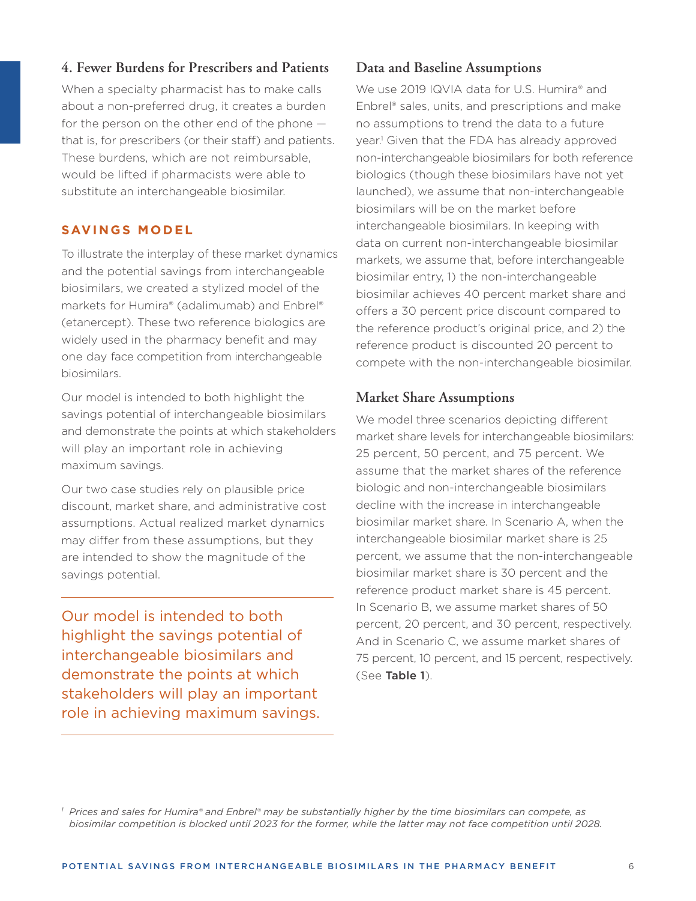### 4. Fewer Burdens for Prescribers and Patients

When a specialty pharmacist has to make calls about a non-preferred drug, it creates a burden for the person on the other end of the phone — that is, for prescribers (or their staff) and patients. These burdens, which are not reimbursable, would be lifted if pharmacists were able to substitute an interchangeable biosimilar.

## SAVINGS MODEL

To illustrate the interplay of these market dynamics and the potential savings from interchangeable biosimilars, we created a stylized model of the markets for Humira® (adalimumab) and Enbrel® (etanercept). These two reference biologics are widely used in the pharmacy benefit and may one day face competition from interchangeable biosimilars.

Our model is intended to both highlight the savings potential of interchangeable biosimilars and demonstrate the points at which stakeholders will play an important role in achieving maximum savings.

Our two case studies rely on plausible price discount, market share, and administrative cost assumptions. Actual realized market dynamics may differ from these assumptions, but they are intended to show the magnitude of the savings potential.

> Our model is intended to both highlight the savings potential of interchangeable biosimilars and demonstrate the points at which stakeholders will play an important role in achieving maximum savings.

### Data and Baseline Assumptions

We use 2019 IQVIA data for U.S. Humira® and Enbrel® sales, units, and prescriptions and make no assumptions to trend the data to a future year.[1] Given that the FDA has already approved non-interchangeable biosimilars for both reference biologics (though these biosimilars have not yet launched), we assume that non-interchangeable biosimilars will be on the market before interchangeable biosimilars. In keeping with data on current non-interchangeable biosimilar markets, we assume that, before interchangeable biosimilar entry, 1) the non-interchangeable biosimilar achieves 40 percent market share and offers a 30 percent price discount compared to the reference product's original price, and 2) the reference product is discounted 20 percent to compete with the non-interchangeable biosimilar.

### Market Share Assumptions

We model three scenarios depicting different market share levels for interchangeable biosimilars: 25 percent, 50 percent, and 75 percent. We assume that the market shares of the reference biologic and non-interchangeable biosimilars decline with the increase in interchangeable biosimilar market share. In Scenario A, when the interchangeable biosimilar market share is 25 percent, we assume that the non-interchangeable biosimilar market share is 30 percent and the reference product market share is 45 percent. In Scenario B, we assume market shares of 50 percent, 20 percent, and 30 percent, respectively. And in Scenario C, we assume market shares of 75 percent, 10 percent, and 15 percent, respectively. (See **Table 1**).

[1] *Prices and sales for Humira® and Enbrel® may be substantially higher by the time biosimilars can compete, as biosimilar competition is blocked until 2023 for the former, while the latter may not face competition until 2028.*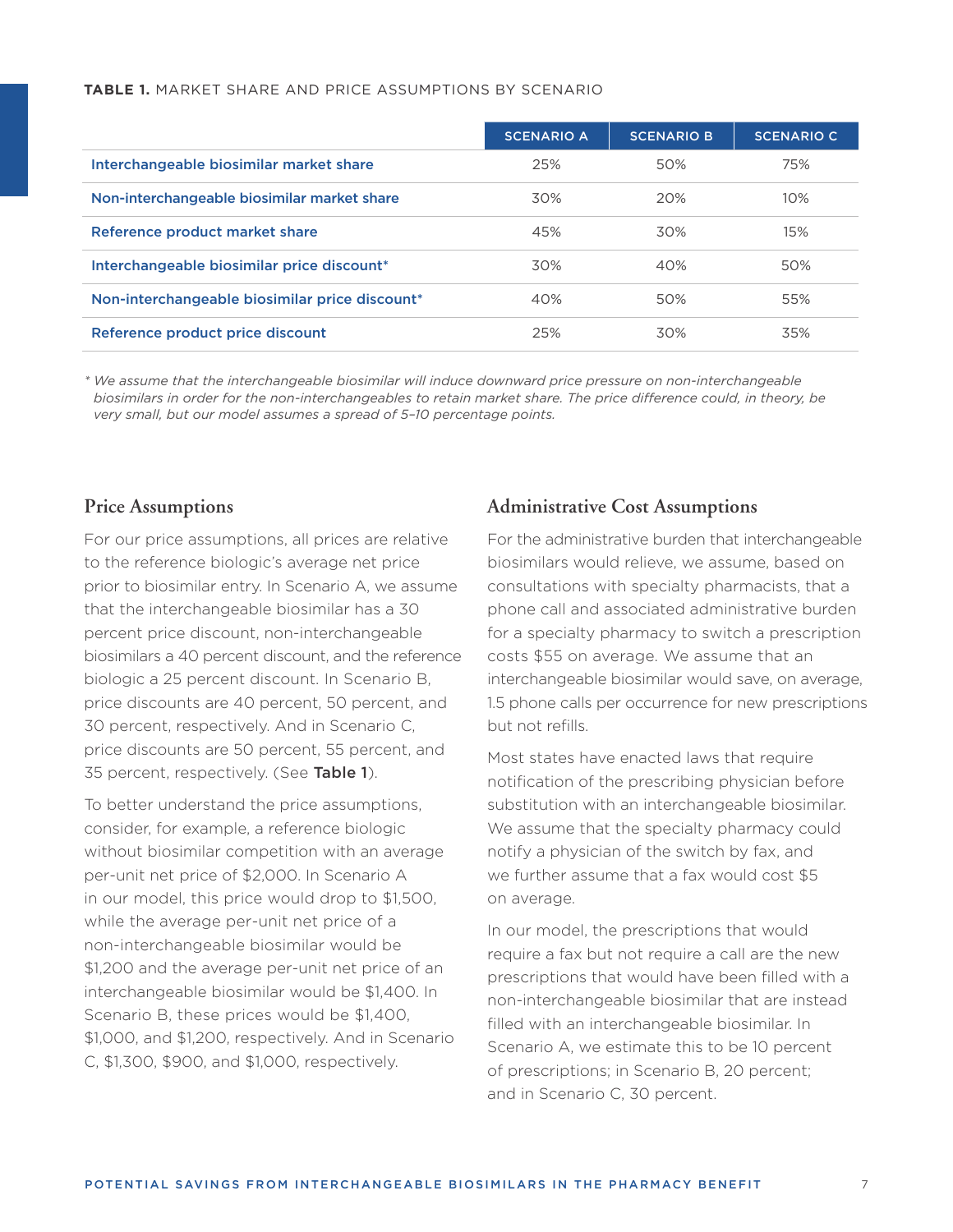**TABLE 1.** MARKET SHARE AND PRICE ASSUMPTIONS BY SCENARIO

| | SCENARIO A | SCENARIO B | SCENARIO C |
|---|---|---|---|
| Interchangeable biosimilar market share | 25% | 50% | 75% |
| Non-interchangeable biosimilar market share | 30% | 20% | 10% |
| Reference product market share | 45% | 30% | 15% |
| Interchangeable biosimilar price discount* | 30% | 40% | 50% |
| Non-interchangeable biosimilar price discount* | 40% | 50% | 55% |
| Reference product price discount | 25% | 30% | 35% |

* *We assume that the interchangeable biosimilar will induce downward price pressure on non-interchangeable biosimilars in order for the non-interchangeables to retain market share. The price difference could, in theory, be very small, but our model assumes a spread of 5–10 percentage points.*

## Price Assumptions

For our price assumptions, all prices are relative to the reference biologic's average net price prior to biosimilar entry. In Scenario A, we assume that the interchangeable biosimilar has a 30 percent price discount, non-interchangeable biosimilars a 40 percent discount, and the reference biologic a 25 percent discount. In Scenario B, price discounts are 40 percent, 50 percent, and 30 percent, respectively. And in Scenario C, price discounts are 50 percent, 55 percent, and 35 percent, respectively. (See **Table 1**).

To better understand the price assumptions, consider, for example, a reference biologic without biosimilar competition with an average per-unit net price of $2,000. In Scenario A in our model, this price would drop to $1,500, while the average per-unit net price of a non-interchangeable biosimilar would be $1,200 and the average per-unit net price of an interchangeable biosimilar would be $1,400. In Scenario B, these prices would be $1,400, $1,000, and $1,200, respectively. And in Scenario C, $1,300, $900, and $1,000, respectively.

## Administrative Cost Assumptions

For the administrative burden that interchangeable biosimilars would relieve, we assume, based on consultations with specialty pharmacists, that a phone call and associated administrative burden for a specialty pharmacy to switch a prescription costs $55 on average. We assume that an interchangeable biosimilar would save, on average, 1.5 phone calls per occurrence for new prescriptions but not refills.

Most states have enacted laws that require notification of the prescribing physician before substitution with an interchangeable biosimilar. We assume that the specialty pharmacy could notify a physician of the switch by fax, and we further assume that a fax would cost $5 on average.

In our model, the prescriptions that would require a fax but not require a call are the new prescriptions that would have been filled with a non-interchangeable biosimilar that are instead filled with an interchangeable biosimilar. In Scenario A, we estimate this to be 10 percent of prescriptions; in Scenario B, 20 percent; and in Scenario C, 30 percent.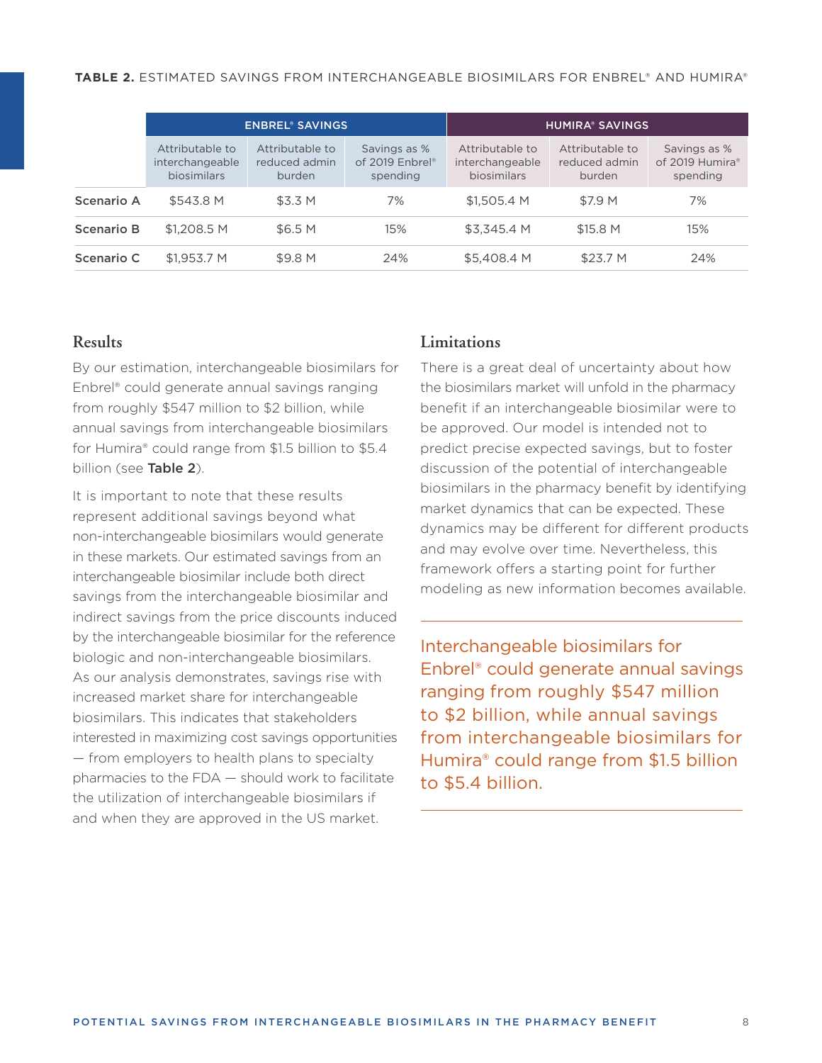**TABLE 2.** ESTIMATED SAVINGS FROM INTERCHANGEABLE BIOSIMILARS FOR ENBREL® AND HUMIRA®

| | ENBREL® SAVINGS | | | HUMIRA® SAVINGS | | |
|---|---|---|---|---|---|---|
| | Attributable to interchangeable biosimilars | Attributable to reduced admin burden | Savings as % of 2019 Enbrel® spending | Attributable to interchangeable biosimilars | Attributable to reduced admin burden | Savings as % of 2019 Humira® spending |
| **Scenario A** | $543.8 M | $3.3 M | 7% | $1,505.4 M | $7.9 M | 7% |
| **Scenario B** | $1,208.5 M | $6.5 M | 15% | $3,345.4 M | $15.8 M | 15% |
| **Scenario C** | $1,953.7 M | $9.8 M | 24% | $5,408.4 M | $23.7 M | 24% |

## Results

By our estimation, interchangeable biosimilars for Enbrel® could generate annual savings ranging from roughly $547 million to $2 billion, while annual savings from interchangeable biosimilars for Humira® could range from $1.5 billion to $5.4 billion (see **Table 2**).

It is important to note that these results represent additional savings beyond what non-interchangeable biosimilars would generate in these markets. Our estimated savings from an interchangeable biosimilar include both direct savings from the interchangeable biosimilar and indirect savings from the price discounts induced by the interchangeable biosimilar for the reference biologic and non-interchangeable biosimilars. As our analysis demonstrates, savings rise with increased market share for interchangeable biosimilars. This indicates that stakeholders interested in maximizing cost savings opportunities — from employers to health plans to specialty pharmacies to the FDA — should work to facilitate the utilization of interchangeable biosimilars if and when they are approved in the US market.

## Limitations

There is a great deal of uncertainty about how the biosimilars market will unfold in the pharmacy benefit if an interchangeable biosimilar were to be approved. Our model is intended not to predict precise expected savings, but to foster discussion of the potential of interchangeable biosimilars in the pharmacy benefit by identifying market dynamics that can be expected. These dynamics may be different for different products and may evolve over time. Nevertheless, this framework offers a starting point for further modeling as new information becomes available.

> Interchangeable biosimilars for Enbrel® could generate annual savings ranging from roughly $547 million to $2 billion, while annual savings from interchangeable biosimilars for Humira® could range from $1.5 billion to $5.4 billion.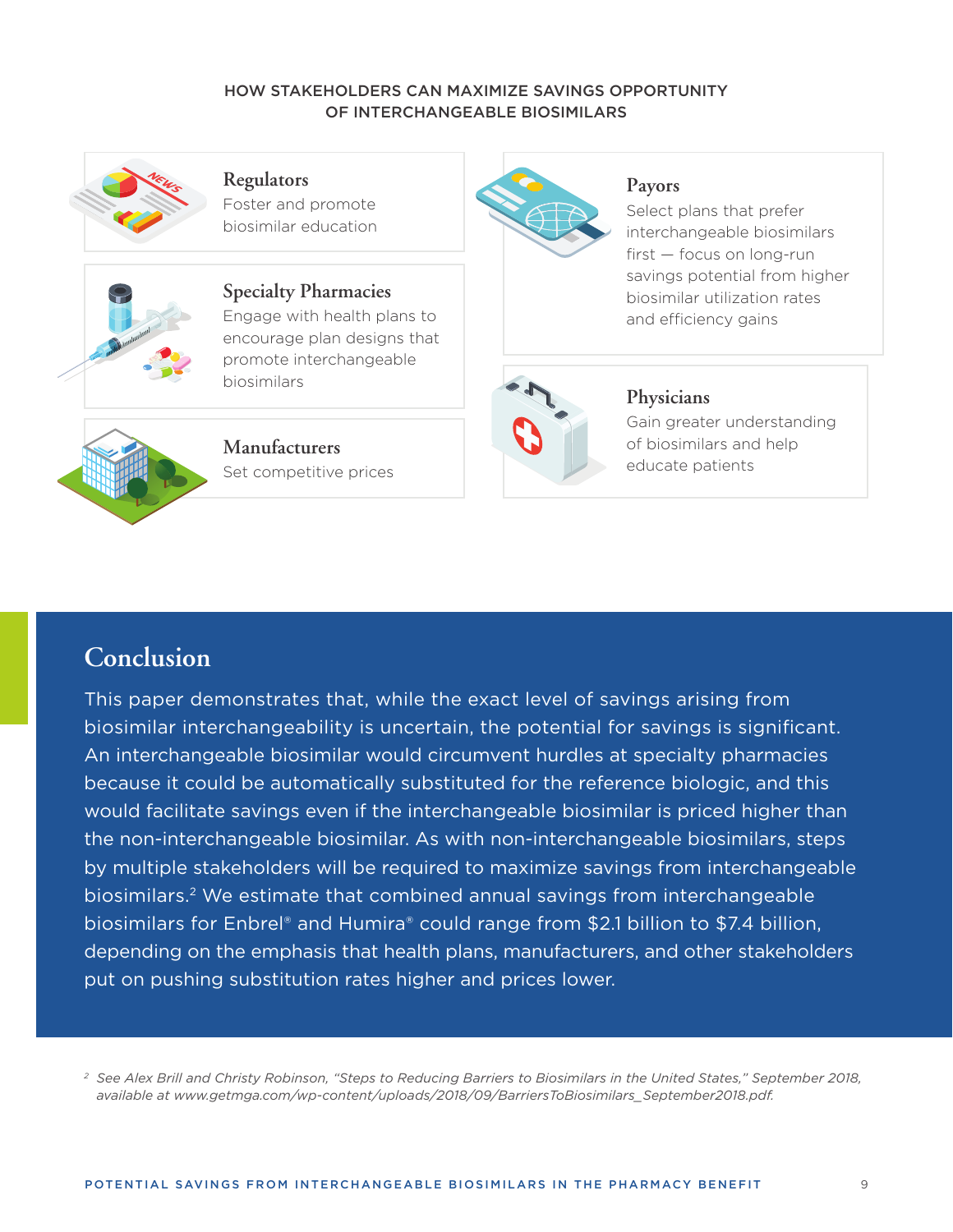### HOW STAKEHOLDERS CAN MAXIMIZE SAVINGS OPPORTUNITY OF INTERCHANGEABLE BIOSIMILARS

**Regulators**
Foster and promote biosimilar education

**Specialty Pharmacies**
Engage with health plans to encourage plan designs that promote interchangeable biosimilars

**Manufacturers**
Set competitive prices

**Payors**
Select plans that prefer interchangeable biosimilars first — focus on long-run savings potential from higher biosimilar utilization rates and efficiency gains

**Physicians**
Gain greater understanding of biosimilars and help educate patients

## Conclusion

This paper demonstrates that, while the exact level of savings arising from biosimilar interchangeability is uncertain, the potential for savings is significant. An interchangeable biosimilar would circumvent hurdles at specialty pharmacies because it could be automatically substituted for the reference biologic, and this would facilitate savings even if the interchangeable biosimilar is priced higher than the non-interchangeable biosimilar. As with non-interchangeable biosimilars, steps by multiple stakeholders will be required to maximize savings from interchangeable biosimilars.[2] We estimate that combined annual savings from interchangeable biosimilars for Enbrel® and Humira® could range from $2.1 billion to $7.4 billion, depending on the emphasis that health plans, manufacturers, and other stakeholders put on pushing substitution rates higher and prices lower.

[2] *See Alex Brill and Christy Robinson, "Steps to Reducing Barriers to Biosimilars in the United States," September 2018, available at www.getmga.com/wp-content/uploads/2018/09/BarriersToBiosimilars_September2018.pdf.*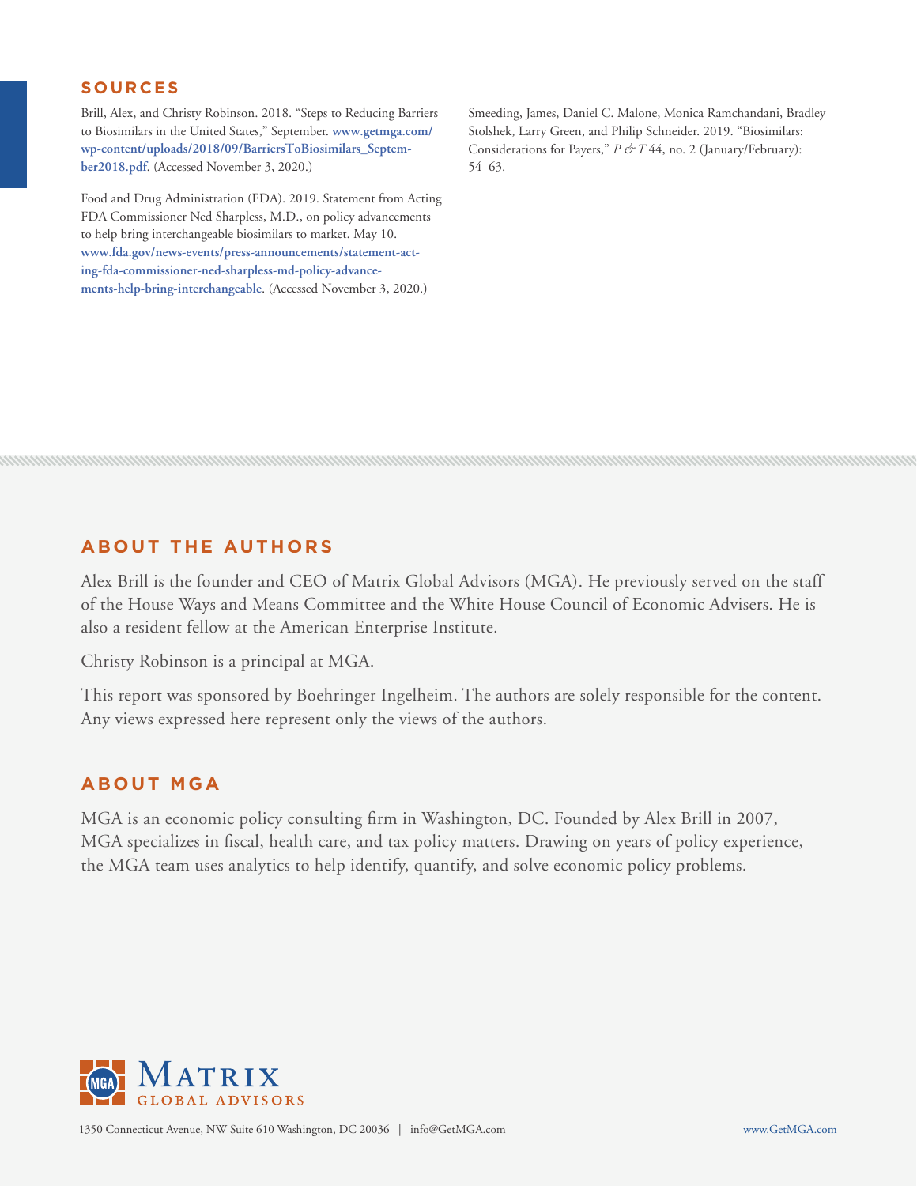## SOURCES

Brill, Alex, and Christy Robinson. 2018. "Steps to Reducing Barriers to Biosimilars in the United States," September. **www.getmga.com/wp-content/uploads/2018/09/BarriersToBiosimilars_September2018.pdf**. (Accessed November 3, 2020.)

Food and Drug Administration (FDA). 2019. Statement from Acting FDA Commissioner Ned Sharpless, M.D., on policy advancements to help bring interchangeable biosimilars to market. May 10. **www.fda.gov/news-events/press-announcements/statement-acting-fda-commissioner-ned-sharpless-md-policy-advancements-help-bring-interchangeable**. (Accessed November 3, 2020.)

Smeeding, James, Daniel C. Malone, Monica Ramchandani, Bradley Stolshek, Larry Green, and Philip Schneider. 2019. "Biosimilars: Considerations for Payers," *P & T* 44, no. 2 (January/February): 54–63.

## ABOUT THE AUTHORS

Alex Brill is the founder and CEO of Matrix Global Advisors (MGA). He previously served on the staff of the House Ways and Means Committee and the White House Council of Economic Advisers. He is also a resident fellow at the American Enterprise Institute.

Christy Robinson is a principal at MGA.

This report was sponsored by Boehringer Ingelheim. The authors are solely responsible for the content. Any views expressed here represent only the views of the authors.

## ABOUT MGA

MGA is an economic policy consulting firm in Washington, DC. Founded by Alex Brill in 2007, MGA specializes in fiscal, health care, and tax policy matters. Drawing on years of policy experience, the MGA team uses analytics to help identify, quantify, and solve economic policy problems.

MGA MATRIX GLOBAL ADVISORS

1350 Connecticut Avenue, NW Suite 610 Washington, DC 20036 | info@GetMGA.com

www.GetMGA.com